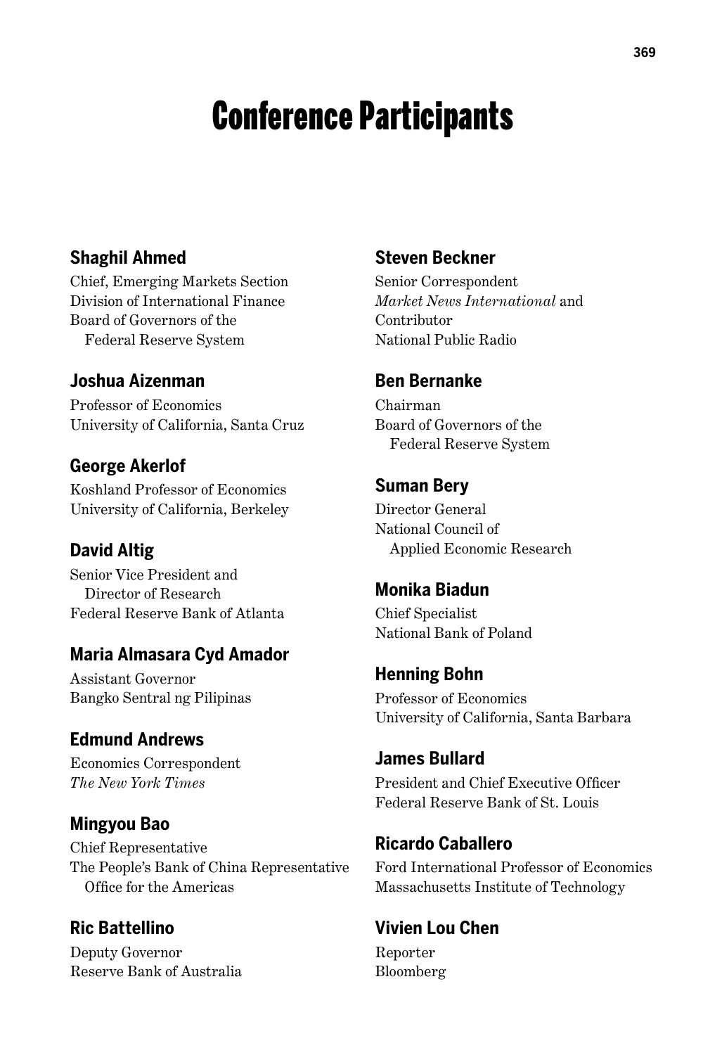# Conference Participants

**Shaghil Ahmed**
Chief, Emerging Markets Section
Division of International Finance
Board of Governors of the
Federal Reserve System

**Joshua Aizenman**
Professor of Economics
University of California, Santa Cruz

**George Akerlof**
Koshland Professor of Economics
University of California, Berkeley

**David Altig**
Senior Vice President and
Director of Research
Federal Reserve Bank of Atlanta

**Maria Almasara Cyd Amador**
Assistant Governor
Bangko Sentral ng Pilipinas

**Edmund Andrews**
Economics Correspondent
*The New York Times*

**Mingyou Bao**
Chief Representative
The People's Bank of China Representative
Office for the Americas

**Ric Battellino**
Deputy Governor
Reserve Bank of Australia

**Steven Beckner**
Senior Correspondent
*Market News International* and
Contributor
National Public Radio

**Ben Bernanke**
Chairman
Board of Governors of the
Federal Reserve System

**Suman Bery**
Director General
National Council of
Applied Economic Research

**Monika Biadun**
Chief Specialist
National Bank of Poland

**Henning Bohn**
Professor of Economics
University of California, Santa Barbara

**James Bullard**
President and Chief Executive Officer
Federal Reserve Bank of St. Louis

**Ricardo Caballero**
Ford International Professor of Economics
Massachusetts Institute of Technology

**Vivien Lou Chen**
Reporter
Bloomberg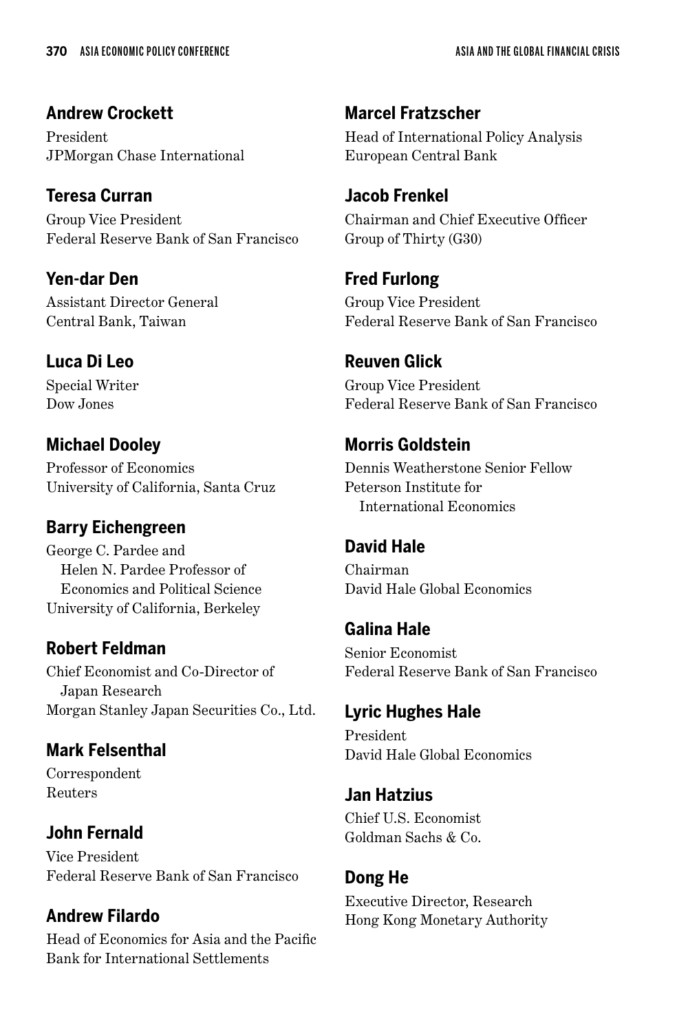**Andrew Crockett**
President
JPMorgan Chase International

**Teresa Curran**
Group Vice President
Federal Reserve Bank of San Francisco

**Yen-dar Den**
Assistant Director General
Central Bank, Taiwan

**Luca Di Leo**
Special Writer
Dow Jones

**Michael Dooley**
Professor of Economics
University of California, Santa Cruz

**Barry Eichengreen**
George C. Pardee and Helen N. Pardee Professor of Economics and Political Science
University of California, Berkeley

**Robert Feldman**
Chief Economist and Co-Director of Japan Research
Morgan Stanley Japan Securities Co., Ltd.

**Mark Felsenthal**
Correspondent
Reuters

**John Fernald**
Vice President
Federal Reserve Bank of San Francisco

**Andrew Filardo**
Head of Economics for Asia and the Pacific
Bank for International Settlements

**Marcel Fratzscher**
Head of International Policy Analysis
European Central Bank

**Jacob Frenkel**
Chairman and Chief Executive Officer
Group of Thirty (G30)

**Fred Furlong**
Group Vice President
Federal Reserve Bank of San Francisco

**Reuven Glick**
Group Vice President
Federal Reserve Bank of San Francisco

**Morris Goldstein**
Dennis Weatherstone Senior Fellow
Peterson Institute for International Economics

**David Hale**
Chairman
David Hale Global Economics

**Galina Hale**
Senior Economist
Federal Reserve Bank of San Francisco

**Lyric Hughes Hale**
President
David Hale Global Economics

**Jan Hatzius**
Chief U.S. Economist
Goldman Sachs & Co.

**Dong He**
Executive Director, Research
Hong Kong Monetary Authority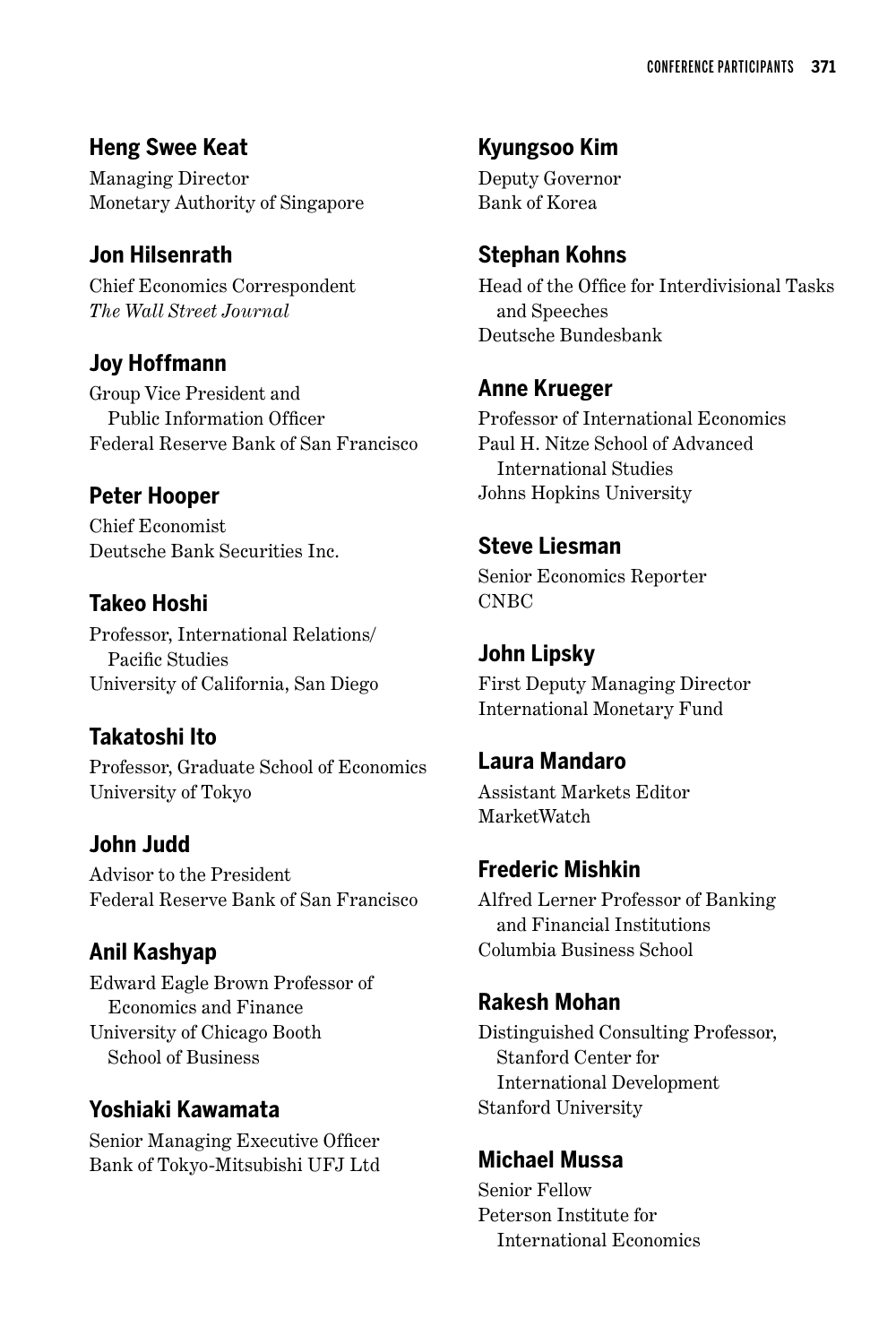### Heng Swee Keat

Managing Director
Monetary Authority of Singapore

### Jon Hilsenrath

Chief Economics Correspondent
*The Wall Street Journal*

### Joy Hoffmann

Group Vice President and
Public Information Officer
Federal Reserve Bank of San Francisco

### Peter Hooper

Chief Economist
Deutsche Bank Securities Inc.

### Takeo Hoshi

Professor, International Relations/
Pacific Studies
University of California, San Diego

### Takatoshi Ito

Professor, Graduate School of Economics
University of Tokyo

### John Judd

Advisor to the President
Federal Reserve Bank of San Francisco

### Anil Kashyap

Edward Eagle Brown Professor of
Economics and Finance
University of Chicago Booth
School of Business

### Yoshiaki Kawamata

Senior Managing Executive Officer
Bank of Tokyo-Mitsubishi UFJ Ltd

### Kyungsoo Kim

Deputy Governor
Bank of Korea

### Stephan Kohns

Head of the Office for Interdivisional Tasks
and Speeches
Deutsche Bundesbank

### Anne Krueger

Professor of International Economics
Paul H. Nitze School of Advanced
International Studies
Johns Hopkins University

### Steve Liesman

Senior Economics Reporter
CNBC

### John Lipsky

First Deputy Managing Director
International Monetary Fund

### Laura Mandaro

Assistant Markets Editor
MarketWatch

### Frederic Mishkin

Alfred Lerner Professor of Banking
and Financial Institutions
Columbia Business School

### Rakesh Mohan

Distinguished Consulting Professor,
Stanford Center for
International Development
Stanford University

### Michael Mussa

Senior Fellow
Peterson Institute for
International Economics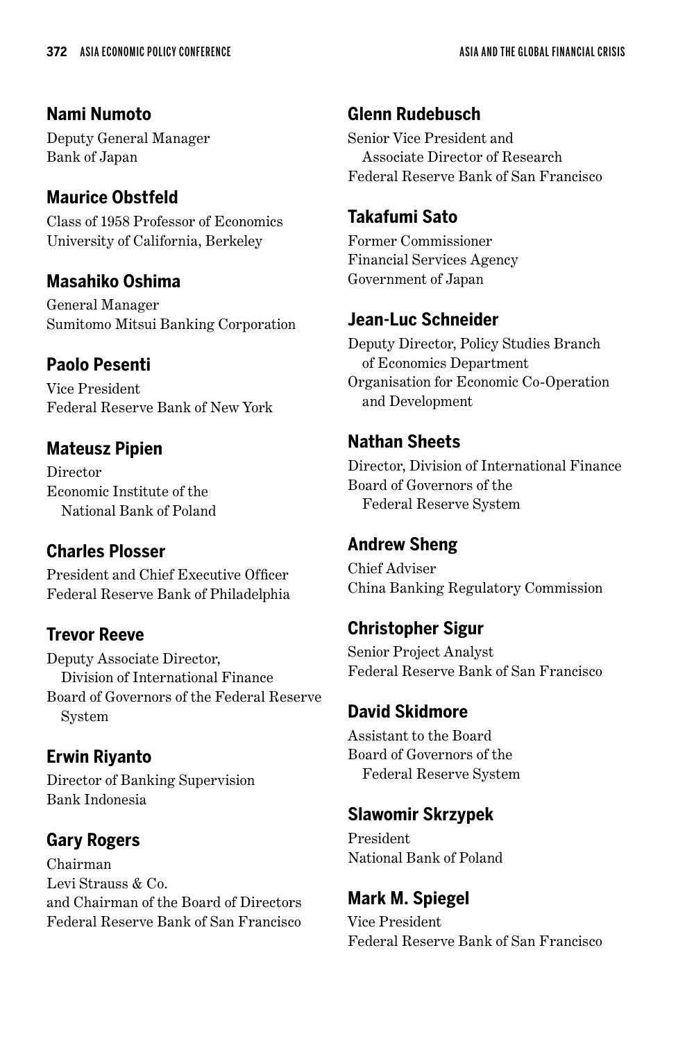### Nami Numoto

Deputy General Manager
Bank of Japan

### Maurice Obstfeld

Class of 1958 Professor of Economics
University of California, Berkeley

### Masahiko Oshima

General Manager
Sumitomo Mitsui Banking Corporation

### Paolo Pesenti

Vice President
Federal Reserve Bank of New York

### Mateusz Pipien

Director
Economic Institute of the
National Bank of Poland

### Charles Plosser

President and Chief Executive Officer
Federal Reserve Bank of Philadelphia

### Trevor Reeve

Deputy Associate Director,
Division of International Finance
Board of Governors of the Federal Reserve System

### Erwin Riyanto

Director of Banking Supervision
Bank Indonesia

### Gary Rogers

Chairman
Levi Strauss & Co.
and Chairman of the Board of Directors
Federal Reserve Bank of San Francisco

### Glenn Rudebusch

Senior Vice President and
Associate Director of Research
Federal Reserve Bank of San Francisco

### Takafumi Sato

Former Commissioner
Financial Services Agency
Government of Japan

### Jean-Luc Schneider

Deputy Director, Policy Studies Branch
of Economics Department
Organisation for Economic Co-Operation
and Development

### Nathan Sheets

Director, Division of International Finance
Board of Governors of the
Federal Reserve System

### Andrew Sheng

Chief Adviser
China Banking Regulatory Commission

### Christopher Sigur

Senior Project Analyst
Federal Reserve Bank of San Francisco

### David Skidmore

Assistant to the Board
Board of Governors of the
Federal Reserve System

### Slawomir Skrzypek

President
National Bank of Poland

### Mark M. Spiegel

Vice President
Federal Reserve Bank of San Francisco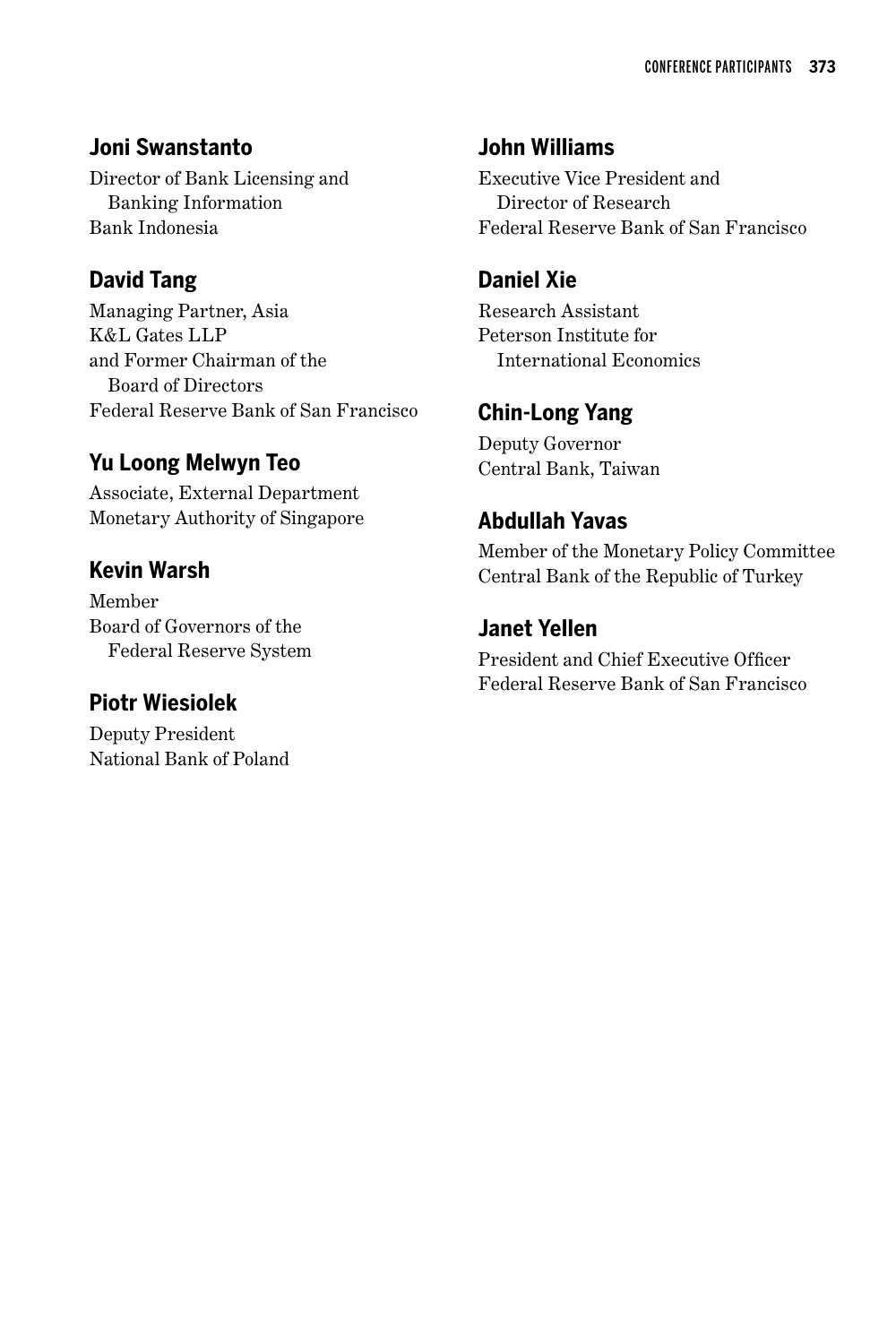### Joni Swanstanto

Director of Bank Licensing and Banking Information
Bank Indonesia

### David Tang

Managing Partner, Asia
K&L Gates LLP
and Former Chairman of the Board of Directors
Federal Reserve Bank of San Francisco

### Yu Loong Melwyn Teo

Associate, External Department
Monetary Authority of Singapore

### Kevin Warsh

Member
Board of Governors of the Federal Reserve System

### Piotr Wiesiolek

Deputy President
National Bank of Poland

### John Williams

Executive Vice President and Director of Research
Federal Reserve Bank of San Francisco

### Daniel Xie

Research Assistant
Peterson Institute for International Economics

### Chin-Long Yang

Deputy Governor
Central Bank, Taiwan

### Abdullah Yavas

Member of the Monetary Policy Committee
Central Bank of the Republic of Turkey

### Janet Yellen

President and Chief Executive Officer
Federal Reserve Bank of San Francisco